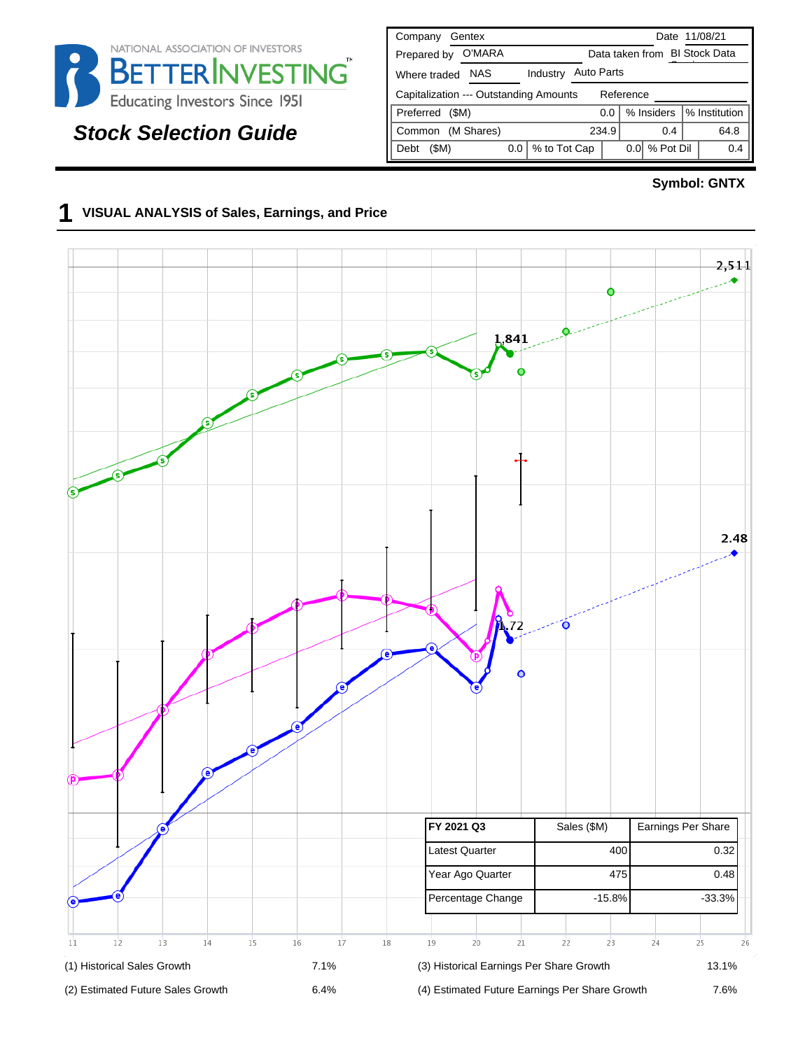NATIONAL ASSOCIATION OF INVESTORS
BETTERINVESTING™
Educating Investors Since 1951

## Stock Selection Guide

| Company | Gentex | | | Date | 11/08/21 |
|---|---|---|---|---|---|
| Prepared by | O'MARA | | | Data taken from | BI Stock Data |
| Where traded | NAS | Industry | Auto Parts | | |
| Capitalization --- Outstanding Amounts | | | | Reference | |
| Preferred ($M) | 0.0 | % Insiders | | % Institution | |
| Common (M Shares) | 234.9 | | 0.4 | | 64.8 |
| Debt ($M) | 0.0 | % to Tot Cap | 0.0 | % Pot Dil | 0.4 |

**Symbol: GNTX**

# 1 VISUAL ANALYSIS of Sales, Earnings, and Price

| FY 2021 Q3 | Sales ($M) | Earnings Per Share |
|---|---|---|
| Latest Quarter | 400 | 0.32 |
| Year Ago Quarter | 475 | 0.48 |
| Percentage Change | -15.8% | -33.3% |

| | | | |
|---|---|---|---|
| (1) Historical Sales Growth | 7.1% | (3) Historical Earnings Per Share Growth | 13.1% |
| (2) Estimated Future Sales Growth | 6.4% | (4) Estimated Future Earnings Per Share Growth | 7.6% |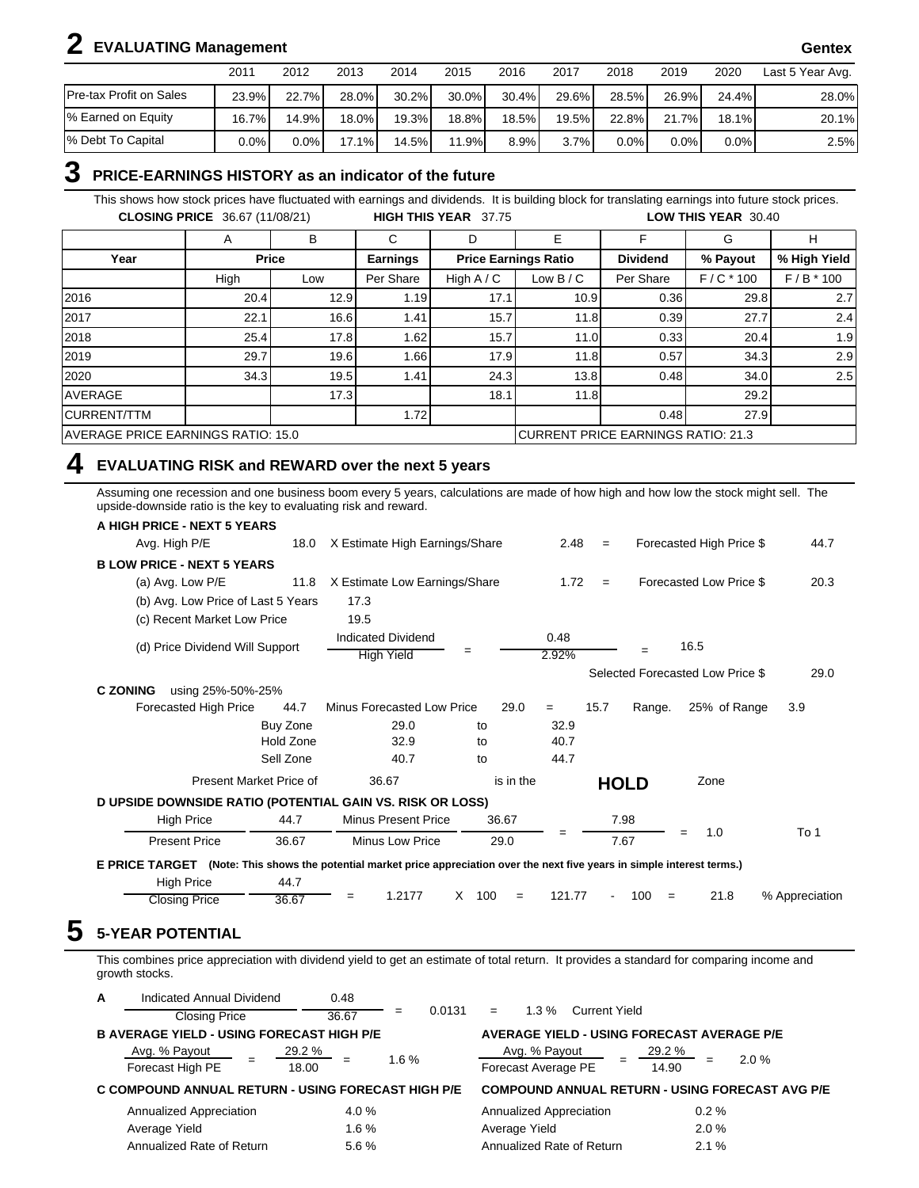## 2 EVALUATING Management

**Gentex**

| | 2011 | 2012 | 2013 | 2014 | 2015 | 2016 | 2017 | 2018 | 2019 | 2020 | Last 5 Year Avg. |
|---|---|---|---|---|---|---|---|---|---|---|---|
| Pre-tax Profit on Sales | 23.9% | 22.7% | 28.0% | 30.2% | 30.0% | 30.4% | 29.6% | 28.5% | 26.9% | 24.4% | 28.0% |
| % Earned on Equity | 16.7% | 14.9% | 18.0% | 19.3% | 18.8% | 18.5% | 19.5% | 22.8% | 21.7% | 18.1% | 20.1% |
| % Debt To Capital | 0.0% | 0.0% | 17.1% | 14.5% | 11.9% | 8.9% | 3.7% | 0.0% | 0.0% | 0.0% | 2.5% |

## 3 PRICE-EARNINGS HISTORY as an indicator of the future

This shows how stock prices have fluctuated with earnings and dividends. It is building block for translating earnings into future stock prices.

**CLOSING PRICE** 36.67 (11/08/21) **HIGH THIS YEAR** 37.75 **LOW THIS YEAR** 30.40

| | A | B | C | D | E | F | G | H |
|---|---|---|---|---|---|---|---|---|
| **Year** | **Price** | | **Earnings** | **Price Earnings Ratio** | | **Dividend** | **% Payout** | **% High Yield** |
| | High | Low | Per Share | High A / C | Low B / C | Per Share | F / C * 100 | F / B * 100 |
| 2016 | 20.4 | 12.9 | 1.19 | 17.1 | 10.9 | 0.36 | 29.8 | 2.7 |
| 2017 | 22.1 | 16.6 | 1.41 | 15.7 | 11.8 | 0.39 | 27.7 | 2.4 |
| 2018 | 25.4 | 17.8 | 1.62 | 15.7 | 11.0 | 0.33 | 20.4 | 1.9 |
| 2019 | 29.7 | 19.6 | 1.66 | 17.9 | 11.8 | 0.57 | 34.3 | 2.9 |
| 2020 | 34.3 | 19.5 | 1.41 | 24.3 | 13.8 | 0.48 | 34.0 | 2.5 |
| AVERAGE | | 17.3 | | 18.1 | 11.8 | | 29.2 | |
| CURRENT/TTM | | | 1.72 | | | 0.48 | 27.9 | |

AVERAGE PRICE EARNINGS RATIO: 15.0 CURRENT PRICE EARNINGS RATIO: 21.3

## 4 EVALUATING RISK and REWARD over the next 5 years

Assuming one recession and one business boom every 5 years, calculations are made of how high and how low the stock might sell. The upside-downside ratio is the key to evaluating risk and reward.

**A HIGH PRICE - NEXT 5 YEARS**

Avg. High P/E 18.0 X Estimate High Earnings/Share 2.48 = Forecasted High Price $ 44.7

**B LOW PRICE - NEXT 5 YEARS**

(a) Avg. Low P/E 11.8 X Estimate Low Earnings/Share 1.72 = Forecasted Low Price $ 20.3

(b) Avg. Low Price of Last 5 Years 17.3

(c) Recent Market Low Price 19.5

(d) Price Dividend Will Support: Indicated Dividend / High Yield = 0.48 / 2.92% = 16.5

Selected Forecasted Low Price $ 29.0

**C ZONING** using 25%-50%-25%

Forecasted High Price 44.7 Minus Forecasted Low Price 29.0 = 15.7 Range. 25% of Range 3.9

| Zone | From | | To |
|---|---|---|---|
| Buy Zone | 29.0 | to | 32.9 |
| Hold Zone | 32.9 | to | 40.7 |
| Sell Zone | 40.7 | to | 44.7 |

Present Market Price of 36.67 is in the **HOLD** Zone

**D UPSIDE DOWNSIDE RATIO (POTENTIAL GAIN VS. RISK OR LOSS)**

(High Price 44.7 Minus Present Price 36.67) / (Present Price 36.67 Minus Low Price 29.0) = 7.98 / 7.67 = 1.0 To 1

**E PRICE TARGET** **(Note: This shows the potential market price appreciation over the next five years in simple interest terms.)**

High Price 44.7 / Closing Price 36.67 = 1.2177 X 100 = 121.77 - 100 = 21.8 % Appreciation

## 5 5-YEAR POTENTIAL

This combines price appreciation with dividend yield to get an estimate of total return. It provides a standard for comparing income and growth stocks.

**A** Indicated Annual Dividend 0.48 / Closing Price 36.67 = 0.0131 = 1.3 % Current Yield

**B AVERAGE YIELD - USING FORECAST HIGH P/E**

Avg. % Payout / Forecast High PE = 29.2 % / 18.00 = 1.6 %

**AVERAGE YIELD - USING FORECAST AVERAGE P/E**

Avg. % Payout / Forecast Average PE = 29.2 % / 14.90 = 2.0 %

**C COMPOUND ANNUAL RETURN - USING FORECAST HIGH P/E**

| | |
|---|---|
| Annualized Appreciation | 4.0 % |
| Average Yield | 1.6 % |
| Annualized Rate of Return | 5.6 % |

**COMPOUND ANNUAL RETURN - USING FORECAST AVG P/E**

| | |
|---|---|
| Annualized Appreciation | 0.2 % |
| Average Yield | 2.0 % |
| Annualized Rate of Return | 2.1 % |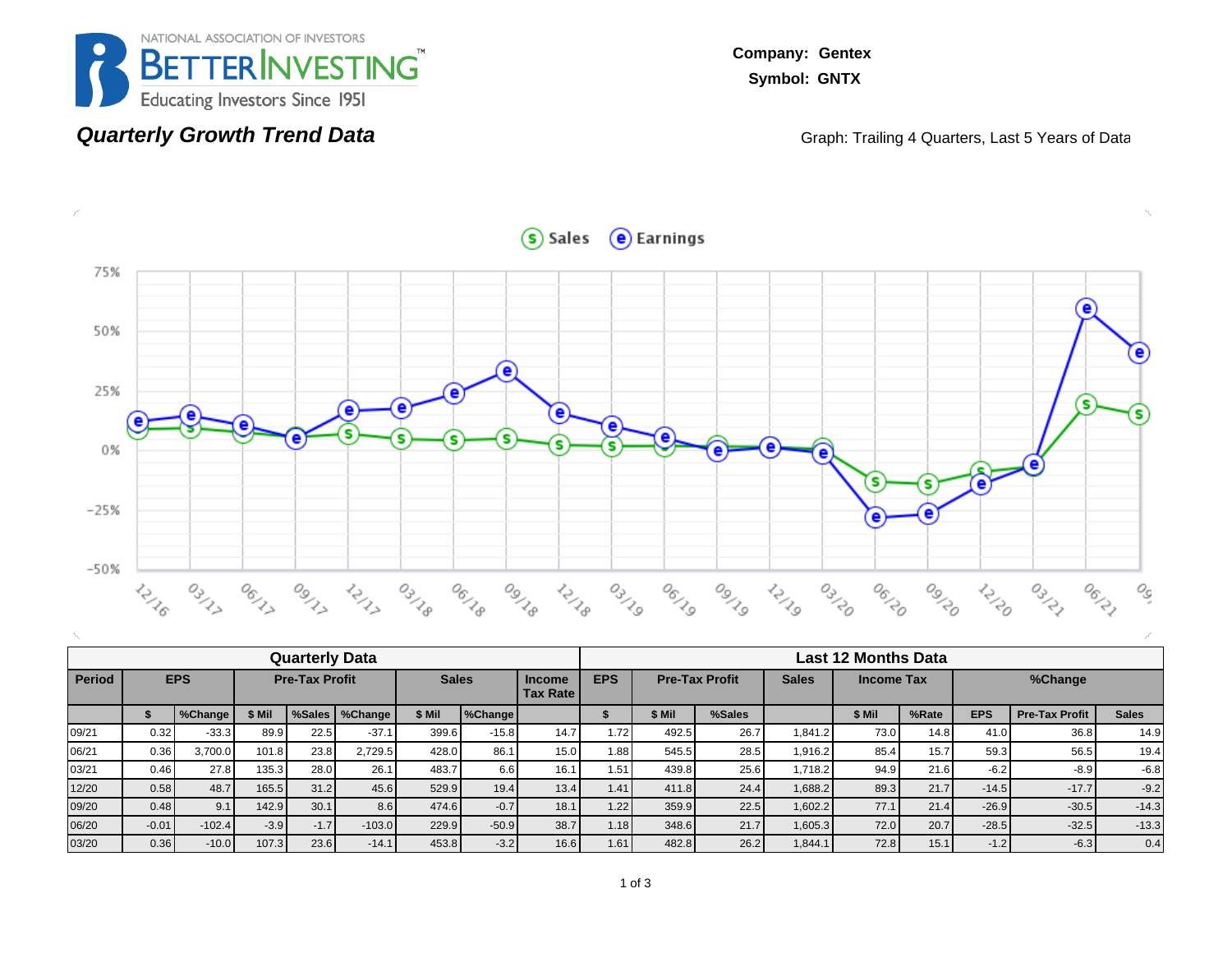NATIONAL ASSOCIATION OF INVESTORS
BETTERINVESTING™
Educating Investors Since 1951

**Company: Gentex**
**Symbol: GNTX**

## *Quarterly Growth Trend Data*

Graph: Trailing 4 Quarters, Last 5 Years of Data

| Quarterly Data | | | | | | | | | Last 12 Months Data | | | | | | | | | |
|---|---|---|---|---|---|---|---|---|---|---|---|---|---|---|---|---|---|---|
| **Period** | **EPS** | | **Pre-Tax Profit** | | | **Sales** | | **Income Tax Rate** | **EPS** | **Pre-Tax Profit** | | **Sales** | **Income Tax** | | **%Change** | | | |
| | **$** | **%Change** | **$ Mil** | **%Sales** | **%Change** | **$ Mil** | **%Change** | | **$** | **$ Mil** | **%Sales** | | **$ Mil** | **%Rate** | **EPS** | **Pre-Tax Profit** | **Sales** | |
| 09/21 | 0.32 | -33.3 | 89.9 | 22.5 | -37.1 | 399.6 | -15.8 | 14.7 | 1.72 | 492.5 | 26.7 | 1,841.2 | 73.0 | 14.8 | 41.0 | 36.8 | 14.9 | |
| 06/21 | 0.36 | 3,700.0 | 101.8 | 23.8 | 2,729.5 | 428.0 | 86.1 | 15.0 | 1.88 | 545.5 | 28.5 | 1,916.2 | 85.4 | 15.7 | 59.3 | 56.5 | 19.4 | |
| 03/21 | 0.46 | 27.8 | 135.3 | 28.0 | 26.1 | 483.7 | 6.6 | 16.1 | 1.51 | 439.8 | 25.6 | 1,718.2 | 94.9 | 21.6 | -6.2 | -8.9 | -6.8 | |
| 12/20 | 0.58 | 48.7 | 165.5 | 31.2 | 45.6 | 529.9 | 19.4 | 13.4 | 1.41 | 411.8 | 24.4 | 1,688.2 | 89.3 | 21.7 | -14.5 | -17.7 | -9.2 | |
| 09/20 | 0.48 | 9.1 | 142.9 | 30.1 | 8.6 | 474.6 | -0.7 | 18.1 | 1.22 | 359.9 | 22.5 | 1,602.2 | 77.1 | 21.4 | -26.9 | -30.5 | -14.3 | |
| 06/20 | -0.01 | -102.4 | -3.9 | -1.7 | -103.0 | 229.9 | -50.9 | 38.7 | 1.18 | 348.6 | 21.7 | 1,605.3 | 72.0 | 20.7 | -28.5 | -32.5 | -13.3 | |
| 03/20 | 0.36 | -10.0 | 107.3 | 23.6 | -14.1 | 453.8 | -3.2 | 16.6 | 1.61 | 482.8 | 26.2 | 1,844.1 | 72.8 | 15.1 | -1.2 | -6.3 | 0.4 | |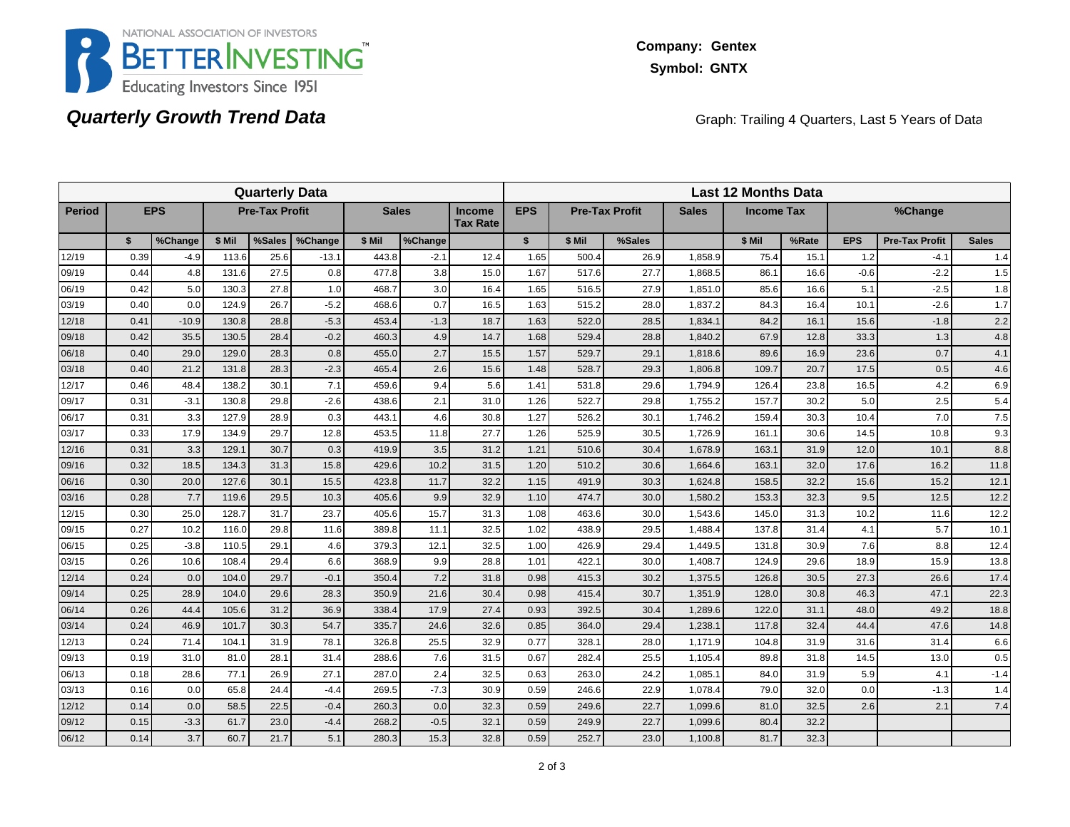NATIONAL ASSOCIATION OF INVESTORS
BETTERINVESTING™
Educating Investors Since 1951

**Company: Gentex**
**Symbol: GNTX**

## *Quarterly Growth Trend Data*

Graph: Trailing 4 Quarters, Last 5 Years of Data

| Quarterly Data | | | | | | | | | Last 12 Months Data | | | | | | | | | |
|---|---|---|---|---|---|---|---|---|---|---|---|---|---|---|---|---|---|---|
| Period | EPS | | Pre-Tax Profit | | | Sales | | Income Tax Rate | EPS | Pre-Tax Profit | | Sales | Income Tax | | %Change | | |
| | $ | %Change | $ Mil | %Sales | %Change | $ Mil | %Change | | $ | $ Mil | %Sales | | $ Mil | %Rate | EPS | Pre-Tax Profit | Sales |
| 12/19 | 0.39 | -4.9 | 113.6 | 25.6 | -13.1 | 443.8 | -2.1 | 12.4 | 1.65 | 500.4 | 26.9 | 1,858.9 | 75.4 | 15.1 | 1.2 | -4.1 | 1.4 |
| 09/19 | 0.44 | 4.8 | 131.6 | 27.5 | 0.8 | 477.8 | 3.8 | 15.0 | 1.67 | 517.6 | 27.7 | 1,868.5 | 86.1 | 16.6 | -0.6 | -2.2 | 1.5 |
| 06/19 | 0.42 | 5.0 | 130.3 | 27.8 | 1.0 | 468.7 | 3.0 | 16.4 | 1.65 | 516.5 | 27.9 | 1,851.0 | 85.6 | 16.6 | 5.1 | -2.5 | 1.8 |
| 03/19 | 0.40 | 0.0 | 124.9 | 26.7 | -5.2 | 468.6 | 0.7 | 16.5 | 1.63 | 515.2 | 28.0 | 1,837.2 | 84.3 | 16.4 | 10.1 | -2.6 | 1.7 |
| 12/18 | 0.41 | -10.9 | 130.8 | 28.8 | -5.3 | 453.4 | -1.3 | 18.7 | 1.63 | 522.0 | 28.5 | 1,834.1 | 84.2 | 16.1 | 15.6 | -1.8 | 2.2 |
| 09/18 | 0.42 | 35.5 | 130.5 | 28.4 | -0.2 | 460.3 | 4.9 | 14.7 | 1.68 | 529.4 | 28.8 | 1,840.2 | 67.9 | 12.8 | 33.3 | 1.3 | 4.8 |
| 06/18 | 0.40 | 29.0 | 129.0 | 28.3 | 0.8 | 455.0 | 2.7 | 15.5 | 1.57 | 529.7 | 29.1 | 1,818.6 | 89.6 | 16.9 | 23.6 | 0.7 | 4.1 |
| 03/18 | 0.40 | 21.2 | 131.8 | 28.3 | -2.3 | 465.4 | 2.6 | 15.6 | 1.48 | 528.7 | 29.3 | 1,806.8 | 109.7 | 20.7 | 17.5 | 0.5 | 4.6 |
| 12/17 | 0.46 | 48.4 | 138.2 | 30.1 | 7.1 | 459.6 | 9.4 | 5.6 | 1.41 | 531.8 | 29.6 | 1,794.9 | 126.4 | 23.8 | 16.5 | 4.2 | 6.9 |
| 09/17 | 0.31 | -3.1 | 130.8 | 29.8 | -2.6 | 438.6 | 2.1 | 31.0 | 1.26 | 522.7 | 29.8 | 1,755.2 | 157.7 | 30.2 | 5.0 | 2.5 | 5.4 |
| 06/17 | 0.31 | 3.3 | 127.9 | 28.9 | 0.3 | 443.1 | 4.6 | 30.8 | 1.27 | 526.2 | 30.1 | 1,746.2 | 159.4 | 30.3 | 10.4 | 7.0 | 7.5 |
| 03/17 | 0.33 | 17.9 | 134.9 | 29.7 | 12.8 | 453.5 | 11.8 | 27.7 | 1.26 | 525.9 | 30.5 | 1,726.9 | 161.1 | 30.6 | 14.5 | 10.8 | 9.3 |
| 12/16 | 0.31 | 3.3 | 129.1 | 30.7 | 0.3 | 419.9 | 3.5 | 31.2 | 1.21 | 510.6 | 30.4 | 1,678.9 | 163.1 | 31.9 | 12.0 | 10.1 | 8.8 |
| 09/16 | 0.32 | 18.5 | 134.3 | 31.3 | 15.8 | 429.6 | 10.2 | 31.5 | 1.20 | 510.2 | 30.6 | 1,664.6 | 163.1 | 32.0 | 17.6 | 16.2 | 11.8 |
| 06/16 | 0.30 | 20.0 | 127.6 | 30.1 | 15.5 | 423.8 | 11.7 | 32.2 | 1.15 | 491.9 | 30.3 | 1,624.8 | 158.5 | 32.2 | 15.6 | 15.2 | 12.1 |
| 03/16 | 0.28 | 7.7 | 119.6 | 29.5 | 10.3 | 405.6 | 9.9 | 32.9 | 1.10 | 474.7 | 30.0 | 1,580.2 | 153.3 | 32.3 | 9.5 | 12.5 | 12.2 |
| 12/15 | 0.30 | 25.0 | 128.7 | 31.7 | 23.7 | 405.6 | 15.7 | 31.3 | 1.08 | 463.6 | 30.0 | 1,543.6 | 145.0 | 31.3 | 10.2 | 11.6 | 12.2 |
| 09/15 | 0.27 | 10.2 | 116.0 | 29.8 | 11.6 | 389.8 | 11.1 | 32.5 | 1.02 | 438.9 | 29.5 | 1,488.4 | 137.8 | 31.4 | 4.1 | 5.7 | 10.1 |
| 06/15 | 0.25 | -3.8 | 110.5 | 29.1 | 4.6 | 379.3 | 12.1 | 32.5 | 1.00 | 426.9 | 29.4 | 1,449.5 | 131.8 | 30.9 | 7.6 | 8.8 | 12.4 |
| 03/15 | 0.26 | 10.6 | 108.4 | 29.4 | 6.6 | 368.9 | 9.9 | 28.8 | 1.01 | 422.1 | 30.0 | 1,408.7 | 124.9 | 29.6 | 18.9 | 15.9 | 13.8 |
| 12/14 | 0.24 | 0.0 | 104.0 | 29.7 | -0.1 | 350.4 | 7.2 | 31.8 | 0.98 | 415.3 | 30.2 | 1,375.5 | 126.8 | 30.5 | 27.3 | 26.6 | 17.4 |
| 09/14 | 0.25 | 28.9 | 104.0 | 29.6 | 28.3 | 350.9 | 21.6 | 30.4 | 0.98 | 415.4 | 30.7 | 1,351.9 | 128.0 | 30.8 | 46.3 | 47.1 | 22.3 |
| 06/14 | 0.26 | 44.4 | 105.6 | 31.2 | 36.9 | 338.4 | 17.9 | 27.4 | 0.93 | 392.5 | 30.4 | 1,289.6 | 122.0 | 31.1 | 48.0 | 49.2 | 18.8 |
| 03/14 | 0.24 | 46.9 | 101.7 | 30.3 | 54.7 | 335.7 | 24.6 | 32.6 | 0.85 | 364.0 | 29.4 | 1,238.1 | 117.8 | 32.4 | 44.4 | 47.6 | 14.8 |
| 12/13 | 0.24 | 71.4 | 104.1 | 31.9 | 78.1 | 326.8 | 25.5 | 32.9 | 0.77 | 328.1 | 28.0 | 1,171.9 | 104.8 | 31.9 | 31.6 | 31.4 | 6.6 |
| 09/13 | 0.19 | 31.0 | 81.0 | 28.1 | 31.4 | 288.6 | 7.6 | 31.5 | 0.67 | 282.4 | 25.5 | 1,105.4 | 89.8 | 31.8 | 14.5 | 13.0 | 0.5 |
| 06/13 | 0.18 | 28.6 | 77.1 | 26.9 | 27.1 | 287.0 | 2.4 | 32.5 | 0.63 | 263.0 | 24.2 | 1,085.1 | 84.0 | 31.9 | 5.9 | 4.1 | -1.4 |
| 03/13 | 0.16 | 0.0 | 65.8 | 24.4 | -4.4 | 269.5 | -7.3 | 30.9 | 0.59 | 246.6 | 22.9 | 1,078.4 | 79.0 | 32.0 | 0.0 | -1.3 | 1.4 |
| 12/12 | 0.14 | 0.0 | 58.5 | 22.5 | -0.4 | 260.3 | 0.0 | 32.3 | 0.59 | 249.6 | 22.7 | 1,099.6 | 81.0 | 32.5 | 2.6 | 2.1 | 7.4 |
| 09/12 | 0.15 | -3.3 | 61.7 | 23.0 | -4.4 | 268.2 | -0.5 | 32.1 | 0.59 | 249.9 | 22.7 | 1,099.6 | 80.4 | 32.2 | | | |
| 06/12 | 0.14 | 3.7 | 60.7 | 21.7 | 5.1 | 280.3 | 15.3 | 32.8 | 0.59 | 252.7 | 23.0 | 1,100.8 | 81.7 | 32.3 | | | |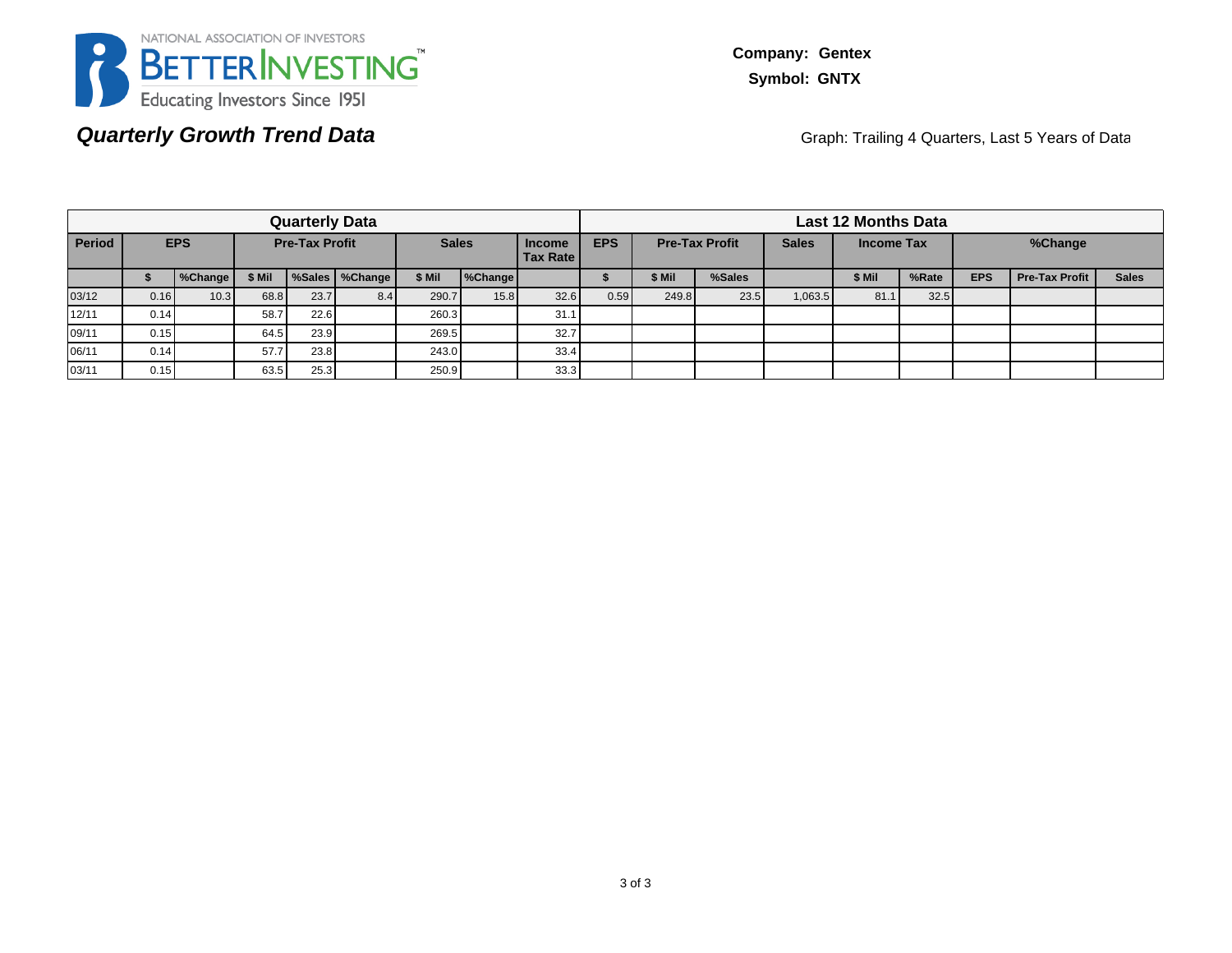NATIONAL ASSOCIATION OF INVESTORS
BETTERINVESTING™
Educating Investors Since 1951

**Company: Gentex**
**Symbol: GNTX**

## *Quarterly Growth Trend Data*

Graph: Trailing 4 Quarters, Last 5 Years of Data

| Quarterly Data | | | | | | | | | Last 12 Months Data | | | | | | | | |
|---|---|---|---|---|---|---|---|---|---|---|---|---|---|---|---|---|---|
| Period | EPS | | Pre-Tax Profit | | | Sales | | Income Tax Rate | EPS | Pre-Tax Profit | | Sales | Income Tax | | %Change | | |
| | $ | %Change | $ Mil | %Sales | %Change | $ Mil | %Change | | $ | $ Mil | %Sales | | $ Mil | %Rate | EPS | Pre-Tax Profit | Sales |
| 03/12 | 0.16 | 10.3 | 68.8 | 23.7 | 8.4 | 290.7 | 15.8 | 32.6 | 0.59 | 249.8 | 23.5 | 1,063.5 | 81.1 | 32.5 | | | |
| 12/11 | 0.14 | | 58.7 | 22.6 | | 260.3 | | 31.1 | | | | | | | | | |
| 09/11 | 0.15 | | 64.5 | 23.9 | | 269.5 | | 32.7 | | | | | | | | | |
| 06/11 | 0.14 | | 57.7 | 23.8 | | 243.0 | | 33.4 | | | | | | | | | |
| 03/11 | 0.15 | | 63.5 | 25.3 | | 250.9 | | 33.3 | | | | | | | | | |